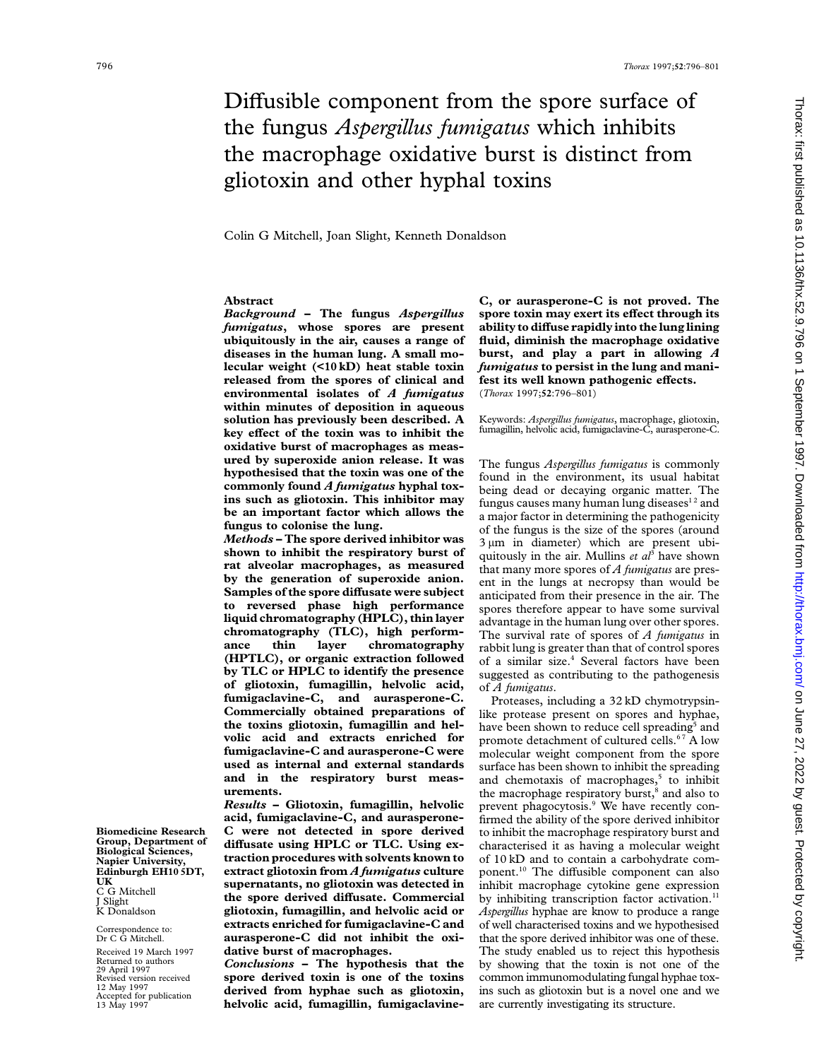# Diffusible component from the spore surface of the fungus *Aspergillus fumigatus* which inhibits the macrophage oxidative burst is distinct from gliotoxin and other hyphal toxins

Colin G Mitchell, Joan Slight, Kenneth Donaldson

**Abstract**

***Background*** **– The fungus *Aspergillus fumigatus*, whose spores are present ubiquitously in the air, causes a range of diseases in the human lung. A small molecular weight (<10 kD) heat stable toxin released from the spores of clinical and environmental isolates of *A fumigatus* within minutes of deposition in aqueous solution has previously been described. A key effect of the toxin was to inhibit the oxidative burst of macrophages as measured by superoxide anion release. It was hypothesised that the toxin was one of the commonly found *A fumigatus* hyphal toxins such as gliotoxin. This inhibitor may be an important factor which allows the fungus to colonise the lung.**

***Methods*** **– The spore derived inhibitor was shown to inhibit the respiratory burst of rat alveolar macrophages, as measured by the generation of superoxide anion. Samples of the spore diffusate were subject to reversed phase high performance liquid chromatography (HPLC), thin layer chromatography (TLC), high performance thin layer chromatography (HPTLC), or organic extraction followed by TLC or HPLC to identify the presence of gliotoxin, fumagillin, helvolic acid, fumigaclavine-C, and aurasperone-C. Commercially obtained preparations of the toxins gliotoxin, fumagillin and helvolic acid and extracts enriched for fumigaclavine-C and aurasperone-C were used as internal and external standards and in the respiratory burst measurements.**

***Results*** **– Gliotoxin, fumagillin, helvolic acid, fumigaclavine-C, and aurasperone-C were not detected in spore derived diffusate using HPLC or TLC. Using extraction procedures with solvents known to extract gliotoxin from *A fumigatus* culture supernatants, no gliotoxin was detected in the spore derived diffusate. Commercial gliotoxin, fumagillin, and helvolic acid or extracts enriched for fumigaclavine-C and aurasperone-C did not inhibit the oxidative burst of macrophages.**

***Conclusions*** **– The hypothesis that the spore derived toxin is one of the toxins derived from hyphae such as gliotoxin, helvolic acid, fumagillin, fumigaclavine-C, or aurasperone-C is not proved. The spore toxin may exert its effect through its ability to diffuse rapidly into the lung lining fluid, diminish the macrophage oxidative burst, and play a part in allowing *A fumigatus* to persist in the lung and manifest its well known pathogenic effects.**

(*Thorax* 1997;**52**:796–801)

Keywords: *Aspergillus fumigatus*, macrophage, gliotoxin, fumagillin, helvolic acid, fumigaclavine-C, aurasperone-C.

The fungus *Aspergillus fumigatus* is commonly found in the environment, its usual habitat being dead or decaying organic matter. The fungus causes many human lung diseases[1,2] and a major factor in determining the pathogenicity of the fungus is the size of the spores (around 3 μm in diameter) which are present ubiquitously in the air. Mullins *et al*[3] have shown that many more spores of *A fumigatus* are present in the lungs at necropsy than would be anticipated from their presence in the air. The spores therefore appear to have some survival advantage in the human lung over other spores. The survival rate of spores of *A fumigatus* in rabbit lung is greater than that of control spores of a similar size.[4] Several factors have been suggested as contributing to the pathogenesis of *A fumigatus*.

Proteases, including a 32 kD chymotrypsin-like protease present on spores and hyphae, have been shown to reduce cell spreading[5] and promote detachment of cultured cells.[6,7] A low molecular weight component from the spore surface has been shown to inhibit the spreading and chemotaxis of macrophages,[5] to inhibit the macrophage respiratory burst,[8] and also to prevent phagocytosis.[9] We have recently confirmed the ability of the spore derived inhibitor to inhibit the macrophage respiratory burst and characterised it as having a molecular weight of 10 kD and to contain a carbohydrate component.[10] The diffusible component can also inhibit macrophage cytokine gene expression by inhibiting transcription factor activation.[11] *Aspergillus* hyphae are know to produce a range of well characterised toxins and we hypothesised that the spore derived inhibitor was one of these. The study enabled us to reject this hypothesis by showing that the toxin is not one of the common immunomodulating fungal hyphae toxins such as gliotoxin but is a novel one and we are currently investigating its structure.

Biomedicine Research Group, Department of Biological Sciences, Napier University, Edinburgh EH10 5DT, UK
C G Mitchell
J Slight
K Donaldson

Correspondence to: Dr C G Mitchell.

Received 19 March 1997
Returned to authors 29 April 1997
Revised version received 12 May 1997
Accepted for publication 13 May 1997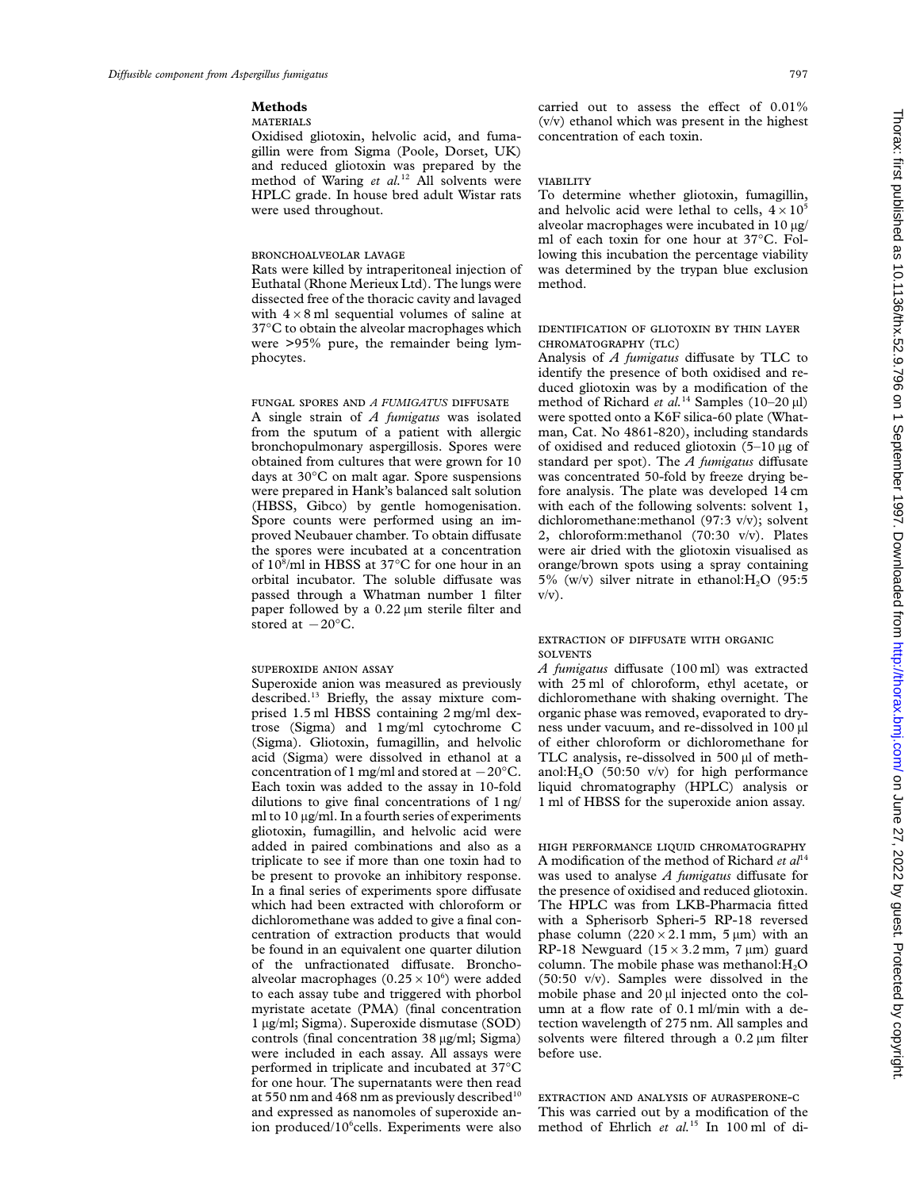## Methods

### MATERIALS

Oxidised gliotoxin, helvolic acid, and fumagillin were from Sigma (Poole, Dorset, UK) and reduced gliotoxin was prepared by the method of Waring *et al.*[12] All solvents were HPLC grade. In house bred adult Wistar rats were used throughout.

### BRONCHOALVEOLAR LAVAGE

Rats were killed by intraperitoneal injection of Euthatal (Rhone Merieux Ltd). The lungs were dissected free of the thoracic cavity and lavaged with $4 \times 8$ ml sequential volumes of saline at 37°C to obtain the alveolar macrophages which were >95% pure, the remainder being lymphocytes.

### FUNGAL SPORES AND *A FUMIGATUS* DIFFUSATE

A single strain of *A fumigatus* was isolated from the sputum of a patient with allergic bronchopulmonary aspergillosis. Spores were obtained from cultures that were grown for 10 days at 30°C on malt agar. Spore suspensions were prepared in Hank's balanced salt solution (HBSS, Gibco) by gentle homogenisation. Spore counts were performed using an improved Neubauer chamber. To obtain diffusate the spores were incubated at a concentration of $10^8$/ml in HBSS at 37°C for one hour in an orbital incubator. The soluble diffusate was passed through a Whatman number 1 filter paper followed by a 0.22 μm sterile filter and stored at −20°C.

### SUPEROXIDE ANION ASSAY

Superoxide anion was measured as previously described.[13] Briefly, the assay mixture comprised 1.5 ml HBSS containing 2 mg/ml dextrose (Sigma) and 1 mg/ml cytochrome C (Sigma). Gliotoxin, fumagillin, and helvolic acid (Sigma) were dissolved in ethanol at a concentration of 1 mg/ml and stored at −20°C. Each toxin was added to the assay in 10-fold dilutions to give final concentrations of 1 ng/ml to 10 μg/ml. In a fourth series of experiments gliotoxin, fumagillin, and helvolic acid were added in paired combinations and also as a triplicate to see if more than one toxin had to be present to provoke an inhibitory response. In a final series of experiments spore diffusate which had been extracted with chloroform or dichloromethane was added to give a final concentration of extraction products that would be found in an equivalent one quarter dilution of the unfractionated diffusate. Bronchoalveolar macrophages ($0.25 \times 10^6$) were added to each assay tube and triggered with phorbol myristate acetate (PMA) (final concentration 1 μg/ml; Sigma). Superoxide dismutase (SOD) controls (final concentration 38 μg/ml; Sigma) were included in each assay. All assays were performed in triplicate and incubated at 37°C for one hour. The supernatants were then read at 550 nm and 468 nm as previously described[10] and expressed as nanomoles of superoxide anion produced/$10^6$cells. Experiments were also carried out to assess the effect of 0.01% (v/v) ethanol which was present in the highest concentration of each toxin.

### VIABILITY

To determine whether gliotoxin, fumagillin, and helvolic acid were lethal to cells, $4 \times 10^5$ alveolar macrophages were incubated in 10 μg/ml of each toxin for one hour at 37°C. Following this incubation the percentage viability was determined by the trypan blue exclusion method.

### IDENTIFICATION OF GLIOTOXIN BY THIN LAYER CHROMATOGRAPHY (TLC)

Analysis of *A fumigatus* diffusate by TLC to identify the presence of both oxidised and reduced gliotoxin was by a modification of the method of Richard *et al.*[14] Samples (10–20 μl) were spotted onto a K6F silica-60 plate (Whatman, Cat. No 4861-820), including standards of oxidised and reduced gliotoxin (5–10 μg of standard per spot). The *A fumigatus* diffusate was concentrated 50-fold by freeze drying before analysis. The plate was developed 14 cm with each of the following solvents: solvent 1, dichloromethane:methanol (97:3 v/v); solvent 2, chloroform:methanol (70:30 v/v). Plates were air dried with the gliotoxin visualised as orange/brown spots using a spray containing 5% (w/v) silver nitrate in ethanol:$H_2O$ (95:5 v/v).

### EXTRACTION OF DIFFUSATE WITH ORGANIC SOLVENTS

*A fumigatus* diffusate (100 ml) was extracted with 25 ml of chloroform, ethyl acetate, or dichloromethane with shaking overnight. The organic phase was removed, evaporated to dryness under vacuum, and re-dissolved in 100 μl of either chloroform or dichloromethane for TLC analysis, re-dissolved in 500 μl of methanol:$H_2O$ (50:50 v/v) for high performance liquid chromatography (HPLC) analysis or 1 ml of HBSS for the superoxide anion assay.

### HIGH PERFORMANCE LIQUID CHROMATOGRAPHY

A modification of the method of Richard *et al*[14] was used to analyse *A fumigatus* diffusate for the presence of oxidised and reduced gliotoxin. The HPLC was from LKB-Pharmacia fitted with a Spherisorb Spheri-5 RP-18 reversed phase column (220 × 2.1 mm, 5 μm) with an RP-18 Newguard (15 × 3.2 mm, 7 μm) guard column. The mobile phase was methanol:$H_2O$ (50:50 v/v). Samples were dissolved in the mobile phase and 20 μl injected onto the column at a flow rate of 0.1 ml/min with a detection wavelength of 275 nm. All samples and solvents were filtered through a 0.2 μm filter before use.

### EXTRACTION AND ANALYSIS OF AURASPERONE-C

This was carried out by a modification of the method of Ehrlich *et al.*[15] In 100 ml of di-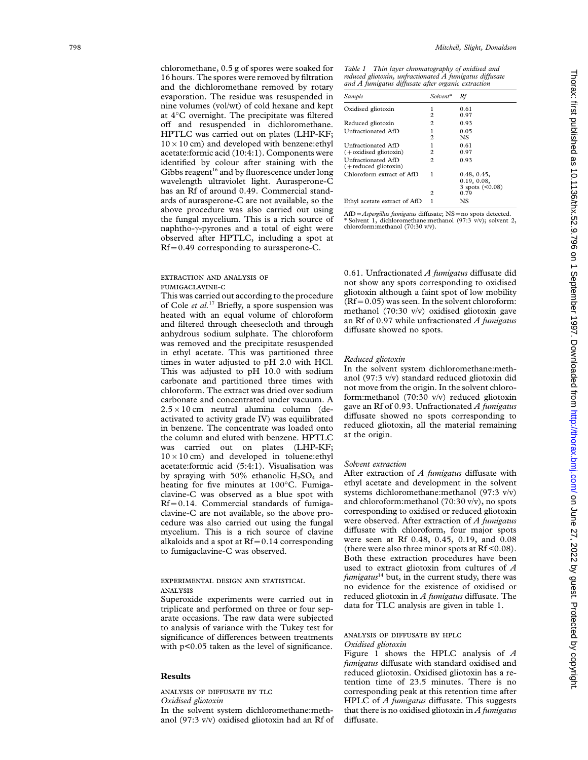chloromethane, 0.5 g of spores were soaked for 16 hours. The spores were removed by filtration and the dichloromethane removed by rotary evaporation. The residue was resuspended in nine volumes (vol/wt) of cold hexane and kept at 4°C overnight. The precipitate was filtered off and resuspended in dichloromethane. HPTLC was carried out on plates (LHP-KF; 10 × 10 cm) and developed with benzene:ethyl acetate:formic acid (10:4:1). Components were identified by colour after staining with the Gibbs reagent[16] and by fluorescence under long wavelength ultraviolet light. Aurasperone-C has an Rf of around 0.49. Commercial standards of aurasperone-C are not available, so the above procedure was also carried out using the fungal mycelium. This is a rich source of naphtho-γ-pyrones and a total of eight were observed after HPTLC, including a spot at Rf = 0.49 corresponding to aurasperone-C.

### EXTRACTION AND ANALYSIS OF FUMIGACLAVINE-C

This was carried out according to the procedure of Cole *et al.*[17] Briefly, a spore suspension was heated with an equal volume of chloroform and filtered through cheesecloth and through anhydrous sodium sulphate. The chloroform was removed and the precipitate resuspended in ethyl acetate. This was partitioned three times in water adjusted to pH 2.0 with HCl. This was adjusted to pH 10.0 with sodium carbonate and partitioned three times with chloroform. The extract was dried over sodium carbonate and concentrated under vacuum. A 2.5 × 10 cm neutral alumina column (deactivated to activity grade IV) was equilibrated in benzene. The concentrate was loaded onto the column and eluted with benzene. HPTLC was carried out on plates (LHP-KF; 10 × 10 cm) and developed in toluene:ethyl acetate:formic acid (5:4:1). Visualisation was by spraying with 50% ethanolic $H_2SO_4$ and heating for five minutes at 100°C. Fumigaclavine-C was observed as a blue spot with Rf = 0.14. Commercial standards of fumigaclavine-C are not available, so the above procedure was also carried out using the fungal mycelium. This is a rich source of clavine alkaloids and a spot at Rf = 0.14 corresponding to fumigaclavine-C was observed.

### EXPERIMENTAL DESIGN AND STATISTICAL ANALYSIS

Superoxide experiments were carried out in triplicate and performed on three or four separate occasions. The raw data were subjected to analysis of variance with the Tukey test for significance of differences between treatments with $p<0.05$ taken as the level of significance.

## Results

### ANALYSIS OF DIFFUSATE BY TLC

*Oxidised gliotoxin*

In the solvent system dichloromethane:methanol (97:3 v/v) oxidised gliotoxin had an Rf of 0.61. Unfractionated *A fumigatus* diffusate did not show any spots corresponding to oxidised gliotoxin although a faint spot of low mobility (Rf = 0.05) was seen. In the solvent chloroform: methanol (70:30 v/v) oxidised gliotoxin gave an Rf of 0.97 while unfractionated *A fumigatus* diffusate showed no spots.

*Reduced gliotoxin*

In the solvent system dichloromethane:methanol (97:3 v/v) standard reduced gliotoxin did not move from the origin. In the solvent chloroform:methanol (70:30 v/v) reduced gliotoxin gave an Rf of 0.93. Unfractionated *A fumigatus* diffusate showed no spots corresponding to reduced gliotoxin, all the material remaining at the origin.

*Solvent extraction*

After extraction of *A fumigatus* diffusate with ethyl acetate and development in the solvent systems dichloromethane:methanol (97:3 v/v) and chloroform:methanol (70:30 v/v), no spots corresponding to oxidised or reduced gliotoxin were observed. After extraction of *A fumigatus* diffusate with chloroform, four major spots were seen at Rf 0.48, 0.45, 0.19, and 0.08 (there were also three minor spots at Rf <0.08). Both these extraction procedures have been used to extract gliotoxin from cultures of *A fumigatus*[14] but, in the current study, there was no evidence for the existence of oxidised or reduced gliotoxin in *A fumigatus* diffusate. The data for TLC analysis are given in table 1.

*Table 1 Thin layer chromatography of oxidised and reduced gliotoxin, unfractionated A fumigatus diffusate and A fumigatus diffusate after organic extraction*

| Sample | Solvent* | Rf |
|---|---|---|
| Oxidised gliotoxin | 1 | 0.61 |
| | 2 | 0.97 |
| Reduced gliotoxin | 2 | 0.93 |
| Unfractionated AfD | 1 | 0.05 |
| | 2 | NS |
| Unfractionated AfD (+oxidised gliotoxin) | 1 | 0.61 |
| | 2 | 0.97 |
| Unfractionated AfD (+reduced gliotoxin) | 2 | 0.93 |
| Chloroform extract of AfD | 1 | 0.48, 0.45, 0.19, 0.08, 3 spots (<0.08) |
| | 2 | 0.79 |
| Ethyl acetate extract of AfD | 1 | NS |

AfD = *Aspergillus fumigatus* diffusate; NS = no spots detected.
\* Solvent 1, dichloromethane:methanol (97:3 v/v); solvent 2, chloroform:methanol (70:30 v/v).

### ANALYSIS OF DIFFUSATE BY HPLC

*Oxidised gliotoxin*

Figure 1 shows the HPLC analysis of *A fumigatus* diffusate with standard oxidised and reduced gliotoxin. Oxidised gliotoxin has a retention time of 23.5 minutes. There is no corresponding peak at this retention time after HPLC of *A fumigatus* diffusate. This suggests that there is no oxidised gliotoxin in *A fumigatus* diffusate.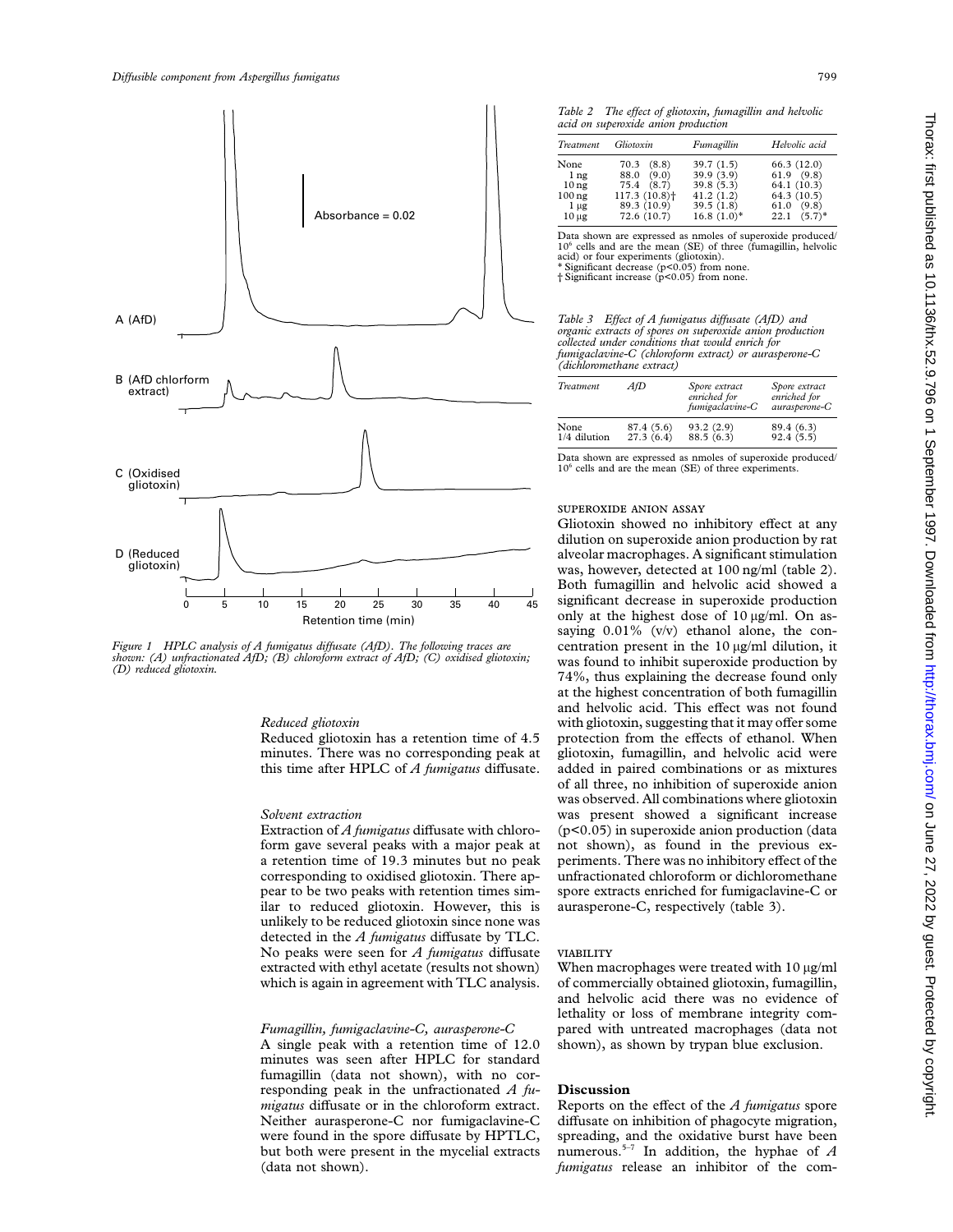Figure 1 HPLC analysis of A fumigatus diffusate (AfD). The following traces are shown: (A) unfractionated AfD; (B) chloroform extract of AfD; (C) oxidised gliotoxin; (D) reduced gliotoxin.

*Reduced gliotoxin*

Reduced gliotoxin has a retention time of 4.5 minutes. There was no corresponding peak at this time after HPLC of *A fumigatus* diffusate.

*Solvent extraction*

Extraction of *A fumigatus* diffusate with chloroform gave several peaks with a major peak at a retention time of 19.3 minutes but no peak corresponding to oxidised gliotoxin. There appear to be two peaks with retention times similar to reduced gliotoxin. However, this is unlikely to be reduced gliotoxin since none was detected in the *A fumigatus* diffusate by TLC. No peaks were seen for *A fumigatus* diffusate extracted with ethyl acetate (results not shown) which is again in agreement with TLC analysis.

*Fumagillin, fumigaclavine-C, aurasperone-C*

A single peak with a retention time of 12.0 minutes was seen after HPLC for standard fumagillin (data not shown), with no corresponding peak in the unfractionated *A fumigatus* diffusate or in the chloroform extract. Neither aurasperone-C nor fumigaclavine-C were found in the spore diffusate by HPTLC, but both were present in the mycelial extracts (data not shown).

*Table 2 The effect of gliotoxin, fumagillin and helvolic acid on superoxide anion production*

| Treatment | Gliotoxin | Fumagillin | Helvolic acid |
|---|---|---|---|
| None | 70.3 (8.8) | 39.7 (1.5) | 66.3 (12.0) |
| 1 ng | 88.0 (9.0) | 39.9 (3.9) | 61.9 (9.8) |
| 10 ng | 75.4 (8.7) | 39.8 (5.3) | 64.1 (10.3) |
| 100 ng | 117.3 (10.8)† | 41.2 (1.2) | 64.3 (10.5) |
| 1 μg | 89.3 (10.9) | 39.5 (1.8) | 61.0 (9.8) |
| 10 μg | 72.6 (10.7) | 16.8 (1.0)* | 22.1 (5.7)* |

Data shown are expressed as nmoles of superoxide produced/$10^6$ cells and are the mean (SE) of three (fumagillin, helvolic acid) or four experiments (gliotoxin).
* Significant decrease ($p<0.05$) from none.
† Significant increase ($p<0.05$) from none.

*Table 3 Effect of A fumigatus diffusate (AfD) and organic extracts of spores on superoxide anion production collected under conditions that would enrich for fumigaclavine-C (chloroform extract) or aurasperone-C (dichloromethane extract)*

| Treatment | AfD | Spore extract enriched for fumigaclavine-C | Spore extract enriched for aurasperone-C |
|---|---|---|---|
| None | 87.4 (5.6) | 93.2 (2.9) | 89.4 (6.3) |
| 1/4 dilution | 27.3 (6.4) | 88.5 (6.3) | 92.4 (5.5) |

Data shown are expressed as nmoles of superoxide produced/$10^6$ cells and are the mean (SE) of three experiments.

### SUPEROXIDE ANION ASSAY

Gliotoxin showed no inhibitory effect at any dilution on superoxide anion production by rat alveolar macrophages. A significant stimulation was, however, detected at 100 ng/ml (table 2). Both fumagillin and helvolic acid showed a significant decrease in superoxide production only at the highest dose of 10 μg/ml. On assaying 0.01% (v/v) ethanol alone, the concentration present in the 10 μg/ml dilution, it was found to inhibit superoxide production by 74%, thus explaining the decrease found only at the highest concentration of both fumagillin and helvolic acid. This effect was not found with gliotoxin, suggesting that it may offer some protection from the effects of ethanol. When gliotoxin, fumagillin, and helvolic acid were added in paired combinations or as mixtures of all three, no inhibition of superoxide anion was observed. All combinations where gliotoxin was present showed a significant increase ($p<0.05$) in superoxide anion production (data not shown), as found in the previous experiments. There was no inhibitory effect of the unfractionated chloroform or dichloromethane spore extracts enriched for fumigaclavine-C or aurasperone-C, respectively (table 3).

### VIABILITY

When macrophages were treated with 10 μg/ml of commercially obtained gliotoxin, fumagillin, and helvolic acid there was no evidence of lethality or loss of membrane integrity compared with untreated macrophages (data not shown), as shown by trypan blue exclusion.

## Discussion

Reports on the effect of the *A fumigatus* spore diffusate on inhibition of phagocyte migration, spreading, and the oxidative burst have been numerous.[5–7] In addition, the hyphae of *A fumigatus* release an inhibitor of the com-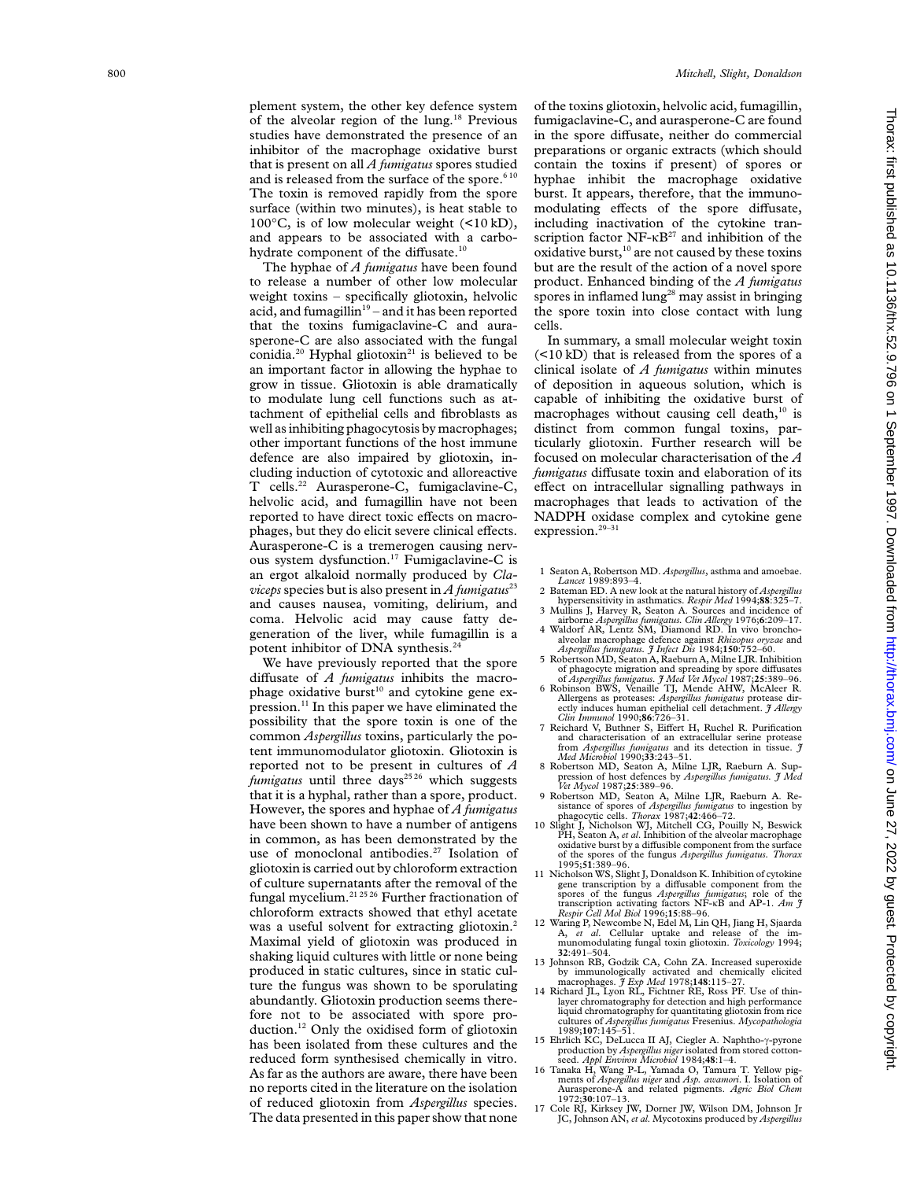plement system, the other key defence system of the alveolar region of the lung.[18] Previous studies have demonstrated the presence of an inhibitor of the macrophage oxidative burst that is present on all *A fumigatus* spores studied and is released from the surface of the spore.[6 10] The toxin is removed rapidly from the spore surface (within two minutes), is heat stable to 100°C, is of low molecular weight (<10 kD), and appears to be associated with a carbohydrate component of the diffusate.[10]

The hyphae of *A fumigatus* have been found to release a number of other low molecular weight toxins – specifically gliotoxin, helvolic acid, and fumagillin[19] – and it has been reported that the toxins fumigaclavine-C and aurasperone-C are also associated with the fungal conidia.[20] Hyphal gliotoxin[21] is believed to be an important factor in allowing the hyphae to grow in tissue. Gliotoxin is able dramatically to modulate lung cell functions such as attachment of epithelial cells and fibroblasts as well as inhibiting phagocytosis by macrophages; other important functions of the host immune defence are also impaired by gliotoxin, including induction of cytotoxic and alloreactive T cells.[22] Aurasperone-C, fumigaclavine-C, helvolic acid, and fumagillin have not been reported to have direct toxic effects on macrophages, but they do elicit severe clinical effects. Aurasperone-C is a tremerogen causing nervous system dysfunction.[17] Fumigaclavine-C is an ergot alkaloid normally produced by *Claviceps* species but is also present in *A fumigatus*[23] and causes nausea, vomiting, delirium, and coma. Helvolic acid may cause fatty degeneration of the liver, while fumagillin is a potent inhibitor of DNA synthesis.[24]

We have previously reported that the spore diffusate of *A fumigatus* inhibits the macrophage oxidative burst[10] and cytokine gene expression.[11] In this paper we have eliminated the possibility that the spore toxin is one of the common *Aspergillus* toxins, particularly the potent immunomodulator gliotoxin. Gliotoxin is reported not to be present in cultures of *A fumigatus* until three days[25 26] which suggests that it is a hyphal, rather than a spore, product. However, the spores and hyphae of *A fumigatus* have been shown to have a number of antigens in common, as has been demonstrated by the use of monoclonal antibodies.[27] Isolation of gliotoxin is carried out by chloroform extraction of culture supernatants after the removal of the fungal mycelium.[21 25 26] Further fractionation of chloroform extracts showed that ethyl acetate was a useful solvent for extracting gliotoxin.[2] Maximal yield of gliotoxin was produced in shaking liquid cultures with little or none being produced in static cultures, since in static culture the fungus was shown to be sporulating abundantly. Gliotoxin production seems therefore not to be associated with spore production.[12] Only the oxidised form of gliotoxin has been isolated from these cultures and the reduced form synthesised chemically in vitro. As far as the authors are aware, there have been no reports cited in the literature on the isolation of reduced gliotoxin from *Aspergillus* species. The data presented in this paper show that none of the toxins gliotoxin, helvolic acid, fumagillin, fumigaclavine-C, and aurasperone-C are found in the spore diffusate, neither do commercial preparations or organic extracts (which should contain the toxins if present) of spores or hyphae inhibit the macrophage oxidative burst. It appears, therefore, that the immunomodulating effects of the spore diffusate, including inactivation of the cytokine transcription factor NF-κB[27] and inhibition of the oxidative burst,[10] are not caused by these toxins but are the result of the action of a novel spore product. Enhanced binding of the *A fumigatus* spores in inflamed lung[28] may assist in bringing the spore toxin into close contact with lung cells.

In summary, a small molecular weight toxin (<10 kD) that is released from the spores of a clinical isolate of *A fumigatus* within minutes of deposition in aqueous solution, which is capable of inhibiting the oxidative burst of macrophages without causing cell death,[10] is distinct from common fungal toxins, particularly gliotoxin. Further research will be focused on molecular characterisation of the *A fumigatus* diffusate toxin and elaboration of its effect on intracellular signalling pathways in macrophages that leads to activation of the NADPH oxidase complex and cytokine gene expression.[29–31]

1 Seaton A, Robertson MD. *Aspergillus*, asthma and amoebae. *Lancet* 1989:893–4.
2 Bateman ED. A new look at the natural history of *Aspergillus* hypersensitivity in asthmatics. *Respir Med* 1994;**88**:325–7.
3 Mullins J, Harvey R, Seaton A. Sources and incidence of airborne *Aspergillus fumigatus*. *Clin Allergy* 1976;**6**:209–17.
4 Waldorf AR, Lentz SM, Diamond RD. In vivo bronchoalveolar macrophage defence against *Rhizopus oryzae* and *Aspergillus fumigatus*. *J Infect Dis* 1984;**150**:752–60.
5 Robertson MD, Seaton A, Raeburn A, Milne LJR. Inhibition of phagocyte migration and spreading by spore diffusates of *Aspergillus fumigatus*. *J Med Vet Mycol* 1987;**25**:389–96.
6 Robinson BWS, Venaille TJ, Mende AHW, McAleer R. Allergens as proteases: *Aspergillus fumigatus* protease directly induces human epithelial cell detachment. *J Allergy Clin Immunol* 1990;**86**:726–31.
7 Reichard V, Buthner S, Eiffert H, Ruchel R. Purification and characterisation of an extracellular serine protease from *Aspergillus fumigatus* and its detection in tissue. *J Med Microbiol* 1990;**33**:243–51.
8 Robertson MD, Seaton A, Milne LJR, Raeburn A. Suppression of host defences by *Aspergillus fumigatus*. *J Med Vet Mycol* 1987;**25**:389–96.
9 Robertson MD, Seaton A, Milne LJR, Raeburn A. Resistance of spores of *Aspergillus fumigatus* to ingestion by phagocytic cells. *Thorax* 1987;**42**:466–72.
10 Slight J, Nicholson WJ, Mitchell CG, Pouilly N, Beswick PH, Seaton A, *et al*. Inhibition of the alveolar macrophage oxidative burst by a diffusible component from the surface of the spores of the fungus *Aspergillus fumigatus*. *Thorax* 1995;**51**:389–96.
11 Nicholson WS, Slight J, Donaldson K. Inhibition of cytokine gene transcription by a diffusable component from the spores of the fungus *Aspergillus fumigatus*; role of the transcription activating factors NF-κB and AP-1. *Am J Respir Cell Mol Biol* 1996;**15**:88–96.
12 Waring P, Newcombe N, Edel M, Lin QH, Jiang H, Sjaarda A, *et al*. Cellular uptake and release of the immunomodulating fungal toxin gliotoxin. *Toxicology* 1994; **32**:491–504.
13 Johnson RB, Godzik CA, Cohn ZA. Increased superoxide by immunologically activated and chemically elicited macrophages. *J Exp Med* 1978;**148**:115–27.
14 Richard JL, Lyon RL, Fichtner RE, Ross PF. Use of thin-layer chromatography for detection and high performance liquid chromatography for quantitating gliotoxin from rice cultures of *Aspergillus fumigatus* Fresenius. *Mycopathologia* 1989;**107**:145–51.
15 Ehrlich KC, DeLucca II AJ, Ciegler A. Naphtho-γ-pyrone production by *Aspergillus niger* isolated from stored cottonseed. *Appl Environ Microbiol* 1984;**48**:1–4.
16 Tanaka H, Wang P-L, Yamada O, Tamura T. Yellow pigments of *Aspergillus niger* and *Asp. awamori*. I. Isolation of Aurasperone-A and related pigments. *Agric Biol Chem* 1972;**30**:107–13.
17 Cole RJ, Kirksey JW, Dorner JW, Wilson DM, Johnson Jr JC, Johnson AN, *et al*. Mycotoxins produced by *Aspergillus*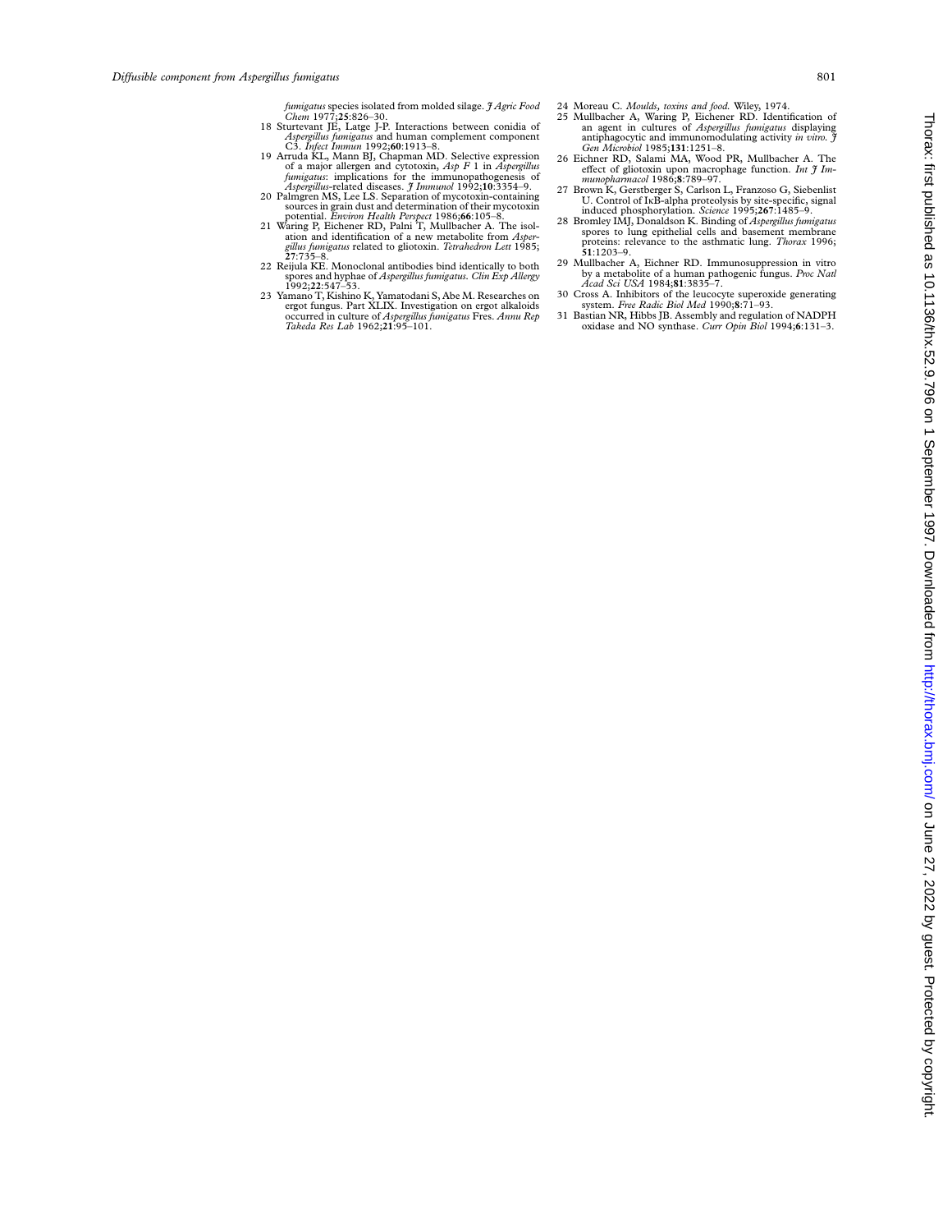*fumigatus* species isolated from molded silage. *J Agric Food Chem* 1977;**25**:826–30.

18 Sturtevant JE, Latge J-P. Interactions between conidia of *Aspergillus fumigatus* and human complement component C3. *Infect Immun* 1992;**60**:1913–8.

19 Arruda KL, Mann BJ, Chapman MD. Selective expression of a major allergen and cytotoxin, *Asp F* 1 in *Aspergillus fumigatus*: implications for the immunopathogenesis of *Aspergillus*-related diseases. *J Immunol* 1992;**10**:3354–9.

20 Palmgren MS, Lee LS. Separation of mycotoxin-containing sources in grain dust and determination of their mycotoxin potential. *Environ Health Perspect* 1986;**66**:105–8.

21 Waring P, Eichener RD, Palni T, Mullbacher A. The isolation and identification of a new metabolite from *Aspergillus fumigatus* related to gliotoxin. *Tetrahedron Lett* 1985; **27**:735–8.

22 Reijula KE. Monoclonal antibodies bind identically to both spores and hyphae of *Aspergillus fumigatus*. *Clin Exp Allergy* 1992;**22**:547–53.

23 Yamano T, Kishino K, Yamatodani S, Abe M. Researches on ergot fungus. Part XLIX. Investigation on ergot alkaloids occurred in culture of *Aspergillus fumigatus* Fres. *Annu Rep Takeda Res Lab* 1962;**21**:95–101.

24 Moreau C. *Moulds, toxins and food*. Wiley, 1974.

25 Mullbacher A, Waring P, Eichener RD. Identification of an agent in cultures of *Aspergillus fumigatus* displaying antiphagocytic and immunomodulating activity *in vitro*. *J Gen Microbiol* 1985;**131**:1251–8.

26 Eichner RD, Salami MA, Wood PR, Mullbacher A. The effect of gliotoxin upon macrophage function. *Int J Immunopharmacol* 1986;**8**:789–97.

27 Brown K, Gerstberger S, Carlson L, Franzoso G, Siebenlist U. Control of IκB-alpha proteolysis by site-specific, signal induced phosphorylation. *Science* 1995;**267**:1485–9.

28 Bromley IMJ, Donaldson K. Binding of *Aspergillus fumigatus* spores to lung epithelial cells and basement membrane proteins: relevance to the asthmatic lung. *Thorax* 1996; **51**:1203–9.

29 Mullbacher A, Eichner RD. Immunosuppression in vitro by a metabolite of a human pathogenic fungus. *Proc Natl Acad Sci USA* 1984;**81**:3835–7.

30 Cross A. Inhibitors of the leucocyte superoxide generating system. *Free Radic Biol Med* 1990;**8**:71–93.

31 Bastian NR, Hibbs JB. Assembly and regulation of NADPH oxidase and NO synthase. *Curr Opin Biol* 1994;**6**:131–3.